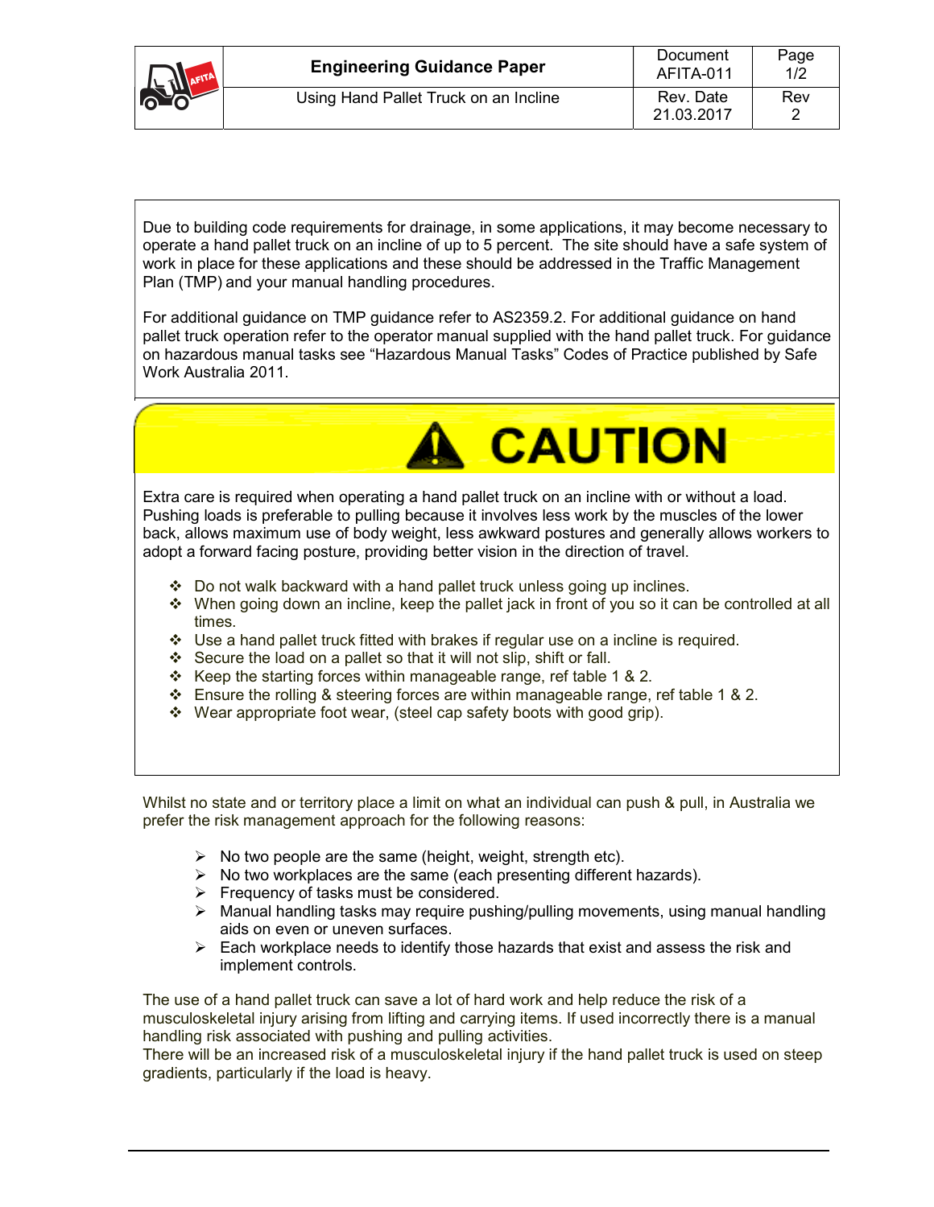| | Engineering Guidance Paper | Document AFITA-011 | Page 1/2 |
|---|---|---|---|
| | Using Hand Pallet Truck on an Incline | Rev. Date 21.03.2017 | Rev 2 |

Due to building code requirements for drainage, in some applications, it may become necessary to operate a hand pallet truck on an incline of up to 5 percent. The site should have a safe system of work in place for these applications and these should be addressed in the Traffic Management Plan (TMP) and your manual handling procedures.

For additional guidance on TMP guidance refer to AS2359.2. For additional guidance on hand pallet truck operation refer to the operator manual supplied with the hand pallet truck. For guidance on hazardous manual tasks see "Hazardous Manual Tasks" Codes of Practice published by Safe Work Australia 2011.

## ⚠ CAUTION

Extra care is required when operating a hand pallet truck on an incline with or without a load. Pushing loads is preferable to pulling because it involves less work by the muscles of the lower back, allows maximum use of body weight, less awkward postures and generally allows workers to adopt a forward facing posture, providing better vision in the direction of travel.

- Do not walk backward with a hand pallet truck unless going up inclines.
- When going down an incline, keep the pallet jack in front of you so it can be controlled at all times.
- Use a hand pallet truck fitted with brakes if regular use on a incline is required.
- Secure the load on a pallet so that it will not slip, shift or fall.
- Keep the starting forces within manageable range, ref table 1 & 2.
- Ensure the rolling & steering forces are within manageable range, ref table 1 & 2.
- Wear appropriate foot wear, (steel cap safety boots with good grip).

Whilst no state and or territory place a limit on what an individual can push & pull, in Australia we prefer the risk management approach for the following reasons:

- No two people are the same (height, weight, strength etc).
- No two workplaces are the same (each presenting different hazards).
- Frequency of tasks must be considered.
- Manual handling tasks may require pushing/pulling movements, using manual handling aids on even or uneven surfaces.
- Each workplace needs to identify those hazards that exist and assess the risk and implement controls.

The use of a hand pallet truck can save a lot of hard work and help reduce the risk of a musculoskeletal injury arising from lifting and carrying items. If used incorrectly there is a manual handling risk associated with pushing and pulling activities.
There will be an increased risk of a musculoskeletal injury if the hand pallet truck is used on steep gradients, particularly if the load is heavy.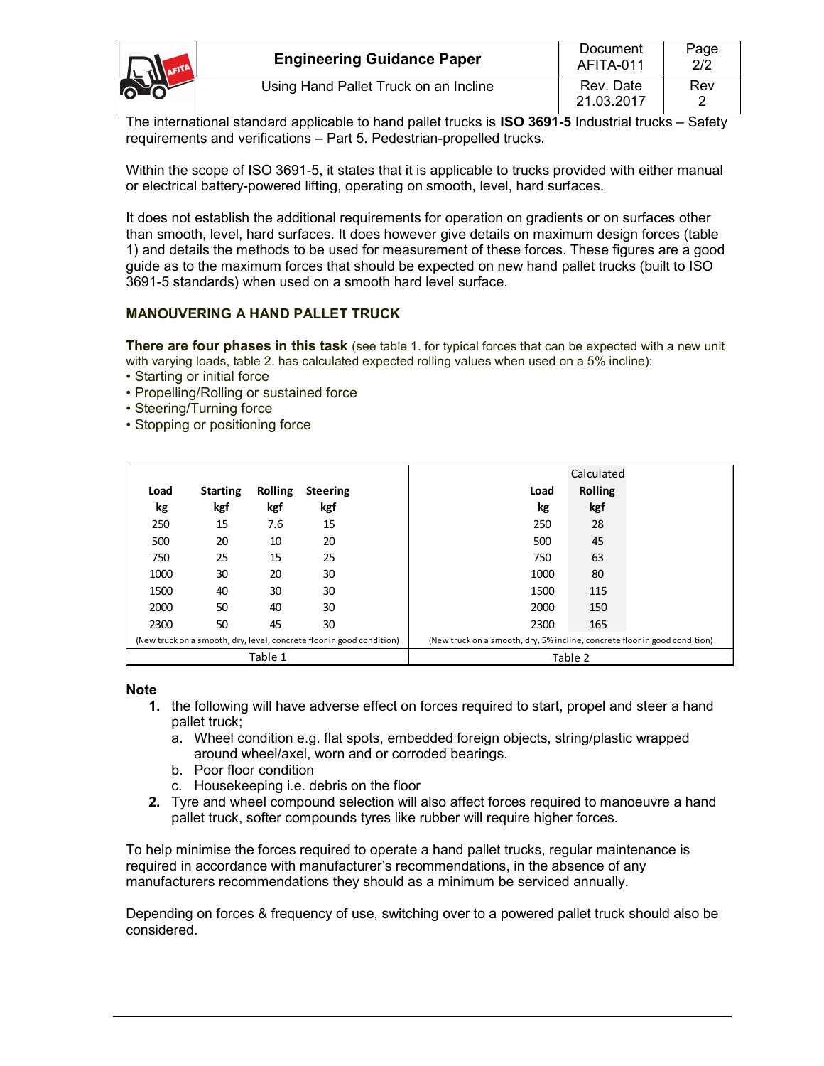The international standard applicable to hand pallet trucks is **ISO 3691-5** Industrial trucks – Safety requirements and verifications – Part 5. Pedestrian-propelled trucks.

Within the scope of ISO 3691-5, it states that it is applicable to trucks provided with either manual or electrical battery-powered lifting, operating on smooth, level, hard surfaces.

It does not establish the additional requirements for operation on gradients or on surfaces other than smooth, level, hard surfaces. It does however give details on maximum design forces (table 1) and details the methods to be used for measurement of these forces. These figures are a good guide as to the maximum forces that should be expected on new hand pallet trucks (built to ISO 3691-5 standards) when used on a smooth hard level surface.

## MANOUVERING A HAND PALLET TRUCK

**There are four phases in this task** (see table 1. for typical forces that can be expected with a new unit with varying loads, table 2. has calculated expected rolling values when used on a 5% incline):

- Starting or initial force
- Propelling/Rolling or sustained force
- Steering/Turning force
- Stopping or positioning force

| Load kg | Starting kgf | Rolling kgf | Steering kgf |
|---|---|---|---|
| 250 | 15 | 7.6 | 15 |
| 500 | 20 | 10 | 20 |
| 750 | 25 | 15 | 25 |
| 1000 | 30 | 20 | 30 |
| 1500 | 40 | 30 | 30 |
| 2000 | 50 | 40 | 30 |
| 2300 | 50 | 45 | 30 |

(New truck on a smooth, dry, level, concrete floor in good condition)

Table 1

| Load kg | Calculated Rolling kgf |
|---|---|
| 250 | 28 |
| 500 | 45 |
| 750 | 63 |
| 1000 | 80 |
| 1500 | 115 |
| 2000 | 150 |
| 2300 | 165 |

(New truck on a smooth, dry, 5% incline, concrete floor in good condition)

Table 2

**Note**

1. the following will have adverse effect on forces required to start, propel and steer a hand pallet truck;
   a. Wheel condition e.g. flat spots, embedded foreign objects, string/plastic wrapped around wheel/axel, worn and or corroded bearings.
   b. Poor floor condition
   c. Housekeeping i.e. debris on the floor
2. Tyre and wheel compound selection will also affect forces required to manoeuvre a hand pallet truck, softer compounds tyres like rubber will require higher forces.

To help minimise the forces required to operate a hand pallet trucks, regular maintenance is required in accordance with manufacturer's recommendations, in the absence of any manufacturers recommendations they should as a minimum be serviced annually.

Depending on forces & frequency of use, switching over to a powered pallet truck should also be considered.